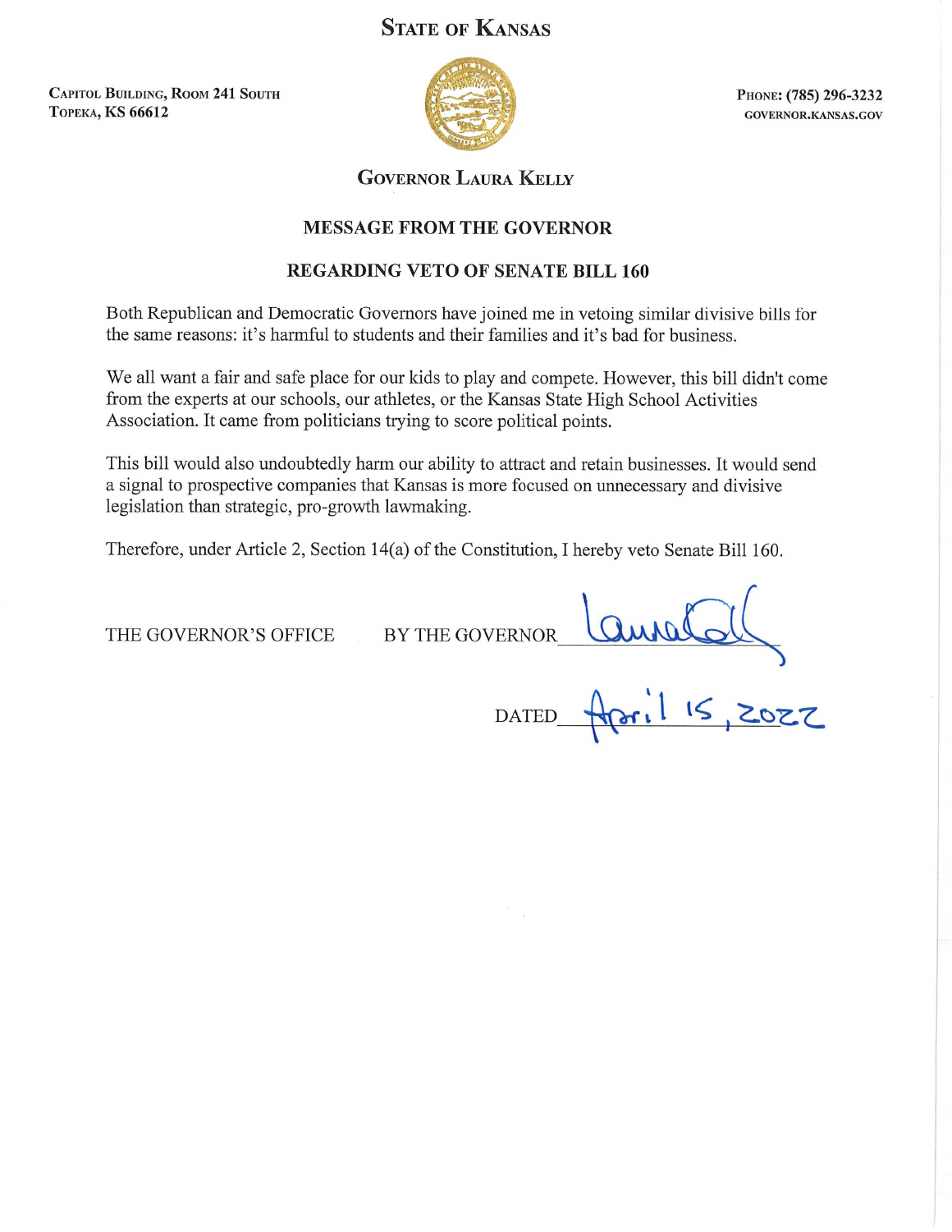# State of Kansas

Capitol Building, Room 241 South
Topeka, KS 66612

Phone: (785) 296-3232
governor.kansas.gov

## Governor Laura Kelly

### MESSAGE FROM THE GOVERNOR

### REGARDING VETO OF SENATE BILL 160

Both Republican and Democratic Governors have joined me in vetoing similar divisive bills for the same reasons: it's harmful to students and their families and it's bad for business.

We all want a fair and safe place for our kids to play and compete. However, this bill didn't come from the experts at our schools, our athletes, or the Kansas State High School Activities Association. It came from politicians trying to score political points.

This bill would also undoubtedly harm our ability to attract and retain businesses. It would send a signal to prospective companies that Kansas is more focused on unnecessary and divisive legislation than strategic, pro-growth lawmaking.

Therefore, under Article 2, Section 14(a) of the Constitution, I hereby veto Senate Bill 160.

THE GOVERNOR'S OFFICE BY THE GOVERNOR Laura Kelly

DATED April 15, 2022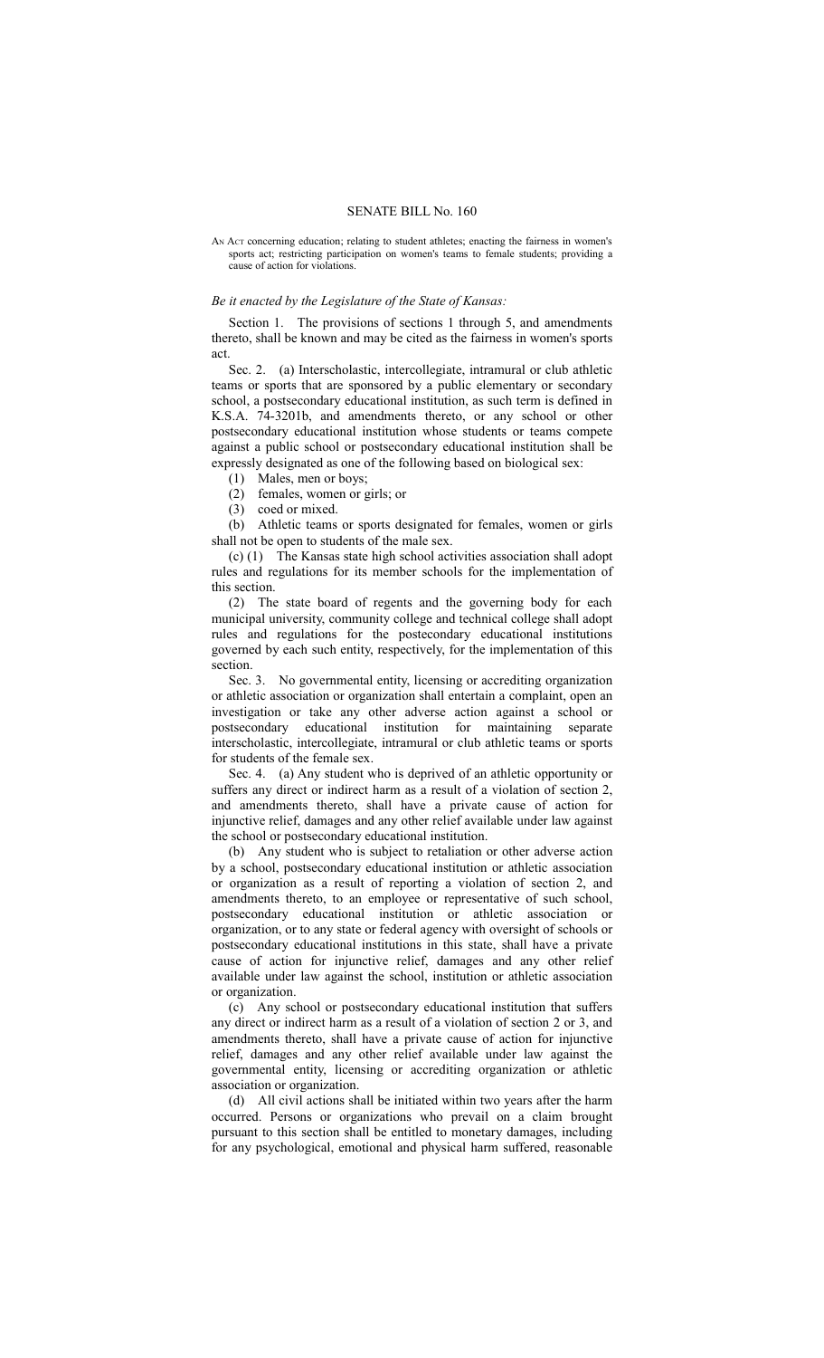# SENATE BILL No. 160

AN ACT concerning education; relating to student athletes; enacting the fairness in women's sports act; restricting participation on women's teams to female students; providing a cause of action for violations.

*Be it enacted by the Legislature of the State of Kansas:*

Section 1. The provisions of sections 1 through 5, and amendments thereto, shall be known and may be cited as the fairness in women's sports act.

Sec. 2. (a) Interscholastic, intercollegiate, intramural or club athletic teams or sports that are sponsored by a public elementary or secondary school, a postsecondary educational institution, as such term is defined in K.S.A. 74-3201b, and amendments thereto, or any school or other postsecondary educational institution whose students or teams compete against a public school or postsecondary educational institution shall be expressly designated as one of the following based on biological sex:

(1) Males, men or boys;

(2) females, women or girls; or

(3) coed or mixed.

(b) Athletic teams or sports designated for females, women or girls shall not be open to students of the male sex.

(c) (1) The Kansas state high school activities association shall adopt rules and regulations for its member schools for the implementation of this section.

(2) The state board of regents and the governing body for each municipal university, community college and technical college shall adopt rules and regulations for the postecondary educational institutions governed by each such entity, respectively, for the implementation of this section.

Sec. 3. No governmental entity, licensing or accrediting organization or athletic association or organization shall entertain a complaint, open an investigation or take any other adverse action against a school or postsecondary educational institution for maintaining separate interscholastic, intercollegiate, intramural or club athletic teams or sports for students of the female sex.

Sec. 4. (a) Any student who is deprived of an athletic opportunity or suffers any direct or indirect harm as a result of a violation of section 2, and amendments thereto, shall have a private cause of action for injunctive relief, damages and any other relief available under law against the school or postsecondary educational institution.

(b) Any student who is subject to retaliation or other adverse action by a school, postsecondary educational institution or athletic association or organization as a result of reporting a violation of section 2, and amendments thereto, to an employee or representative of such school, postsecondary educational institution or athletic association or organization, or to any state or federal agency with oversight of schools or postsecondary educational institutions in this state, shall have a private cause of action for injunctive relief, damages and any other relief available under law against the school, institution or athletic association or organization.

(c) Any school or postsecondary educational institution that suffers any direct or indirect harm as a result of a violation of section 2 or 3, and amendments thereto, shall have a private cause of action for injunctive relief, damages and any other relief available under law against the governmental entity, licensing or accrediting organization or athletic association or organization.

(d) All civil actions shall be initiated within two years after the harm occurred. Persons or organizations who prevail on a claim brought pursuant to this section shall be entitled to monetary damages, including for any psychological, emotional and physical harm suffered, reasonable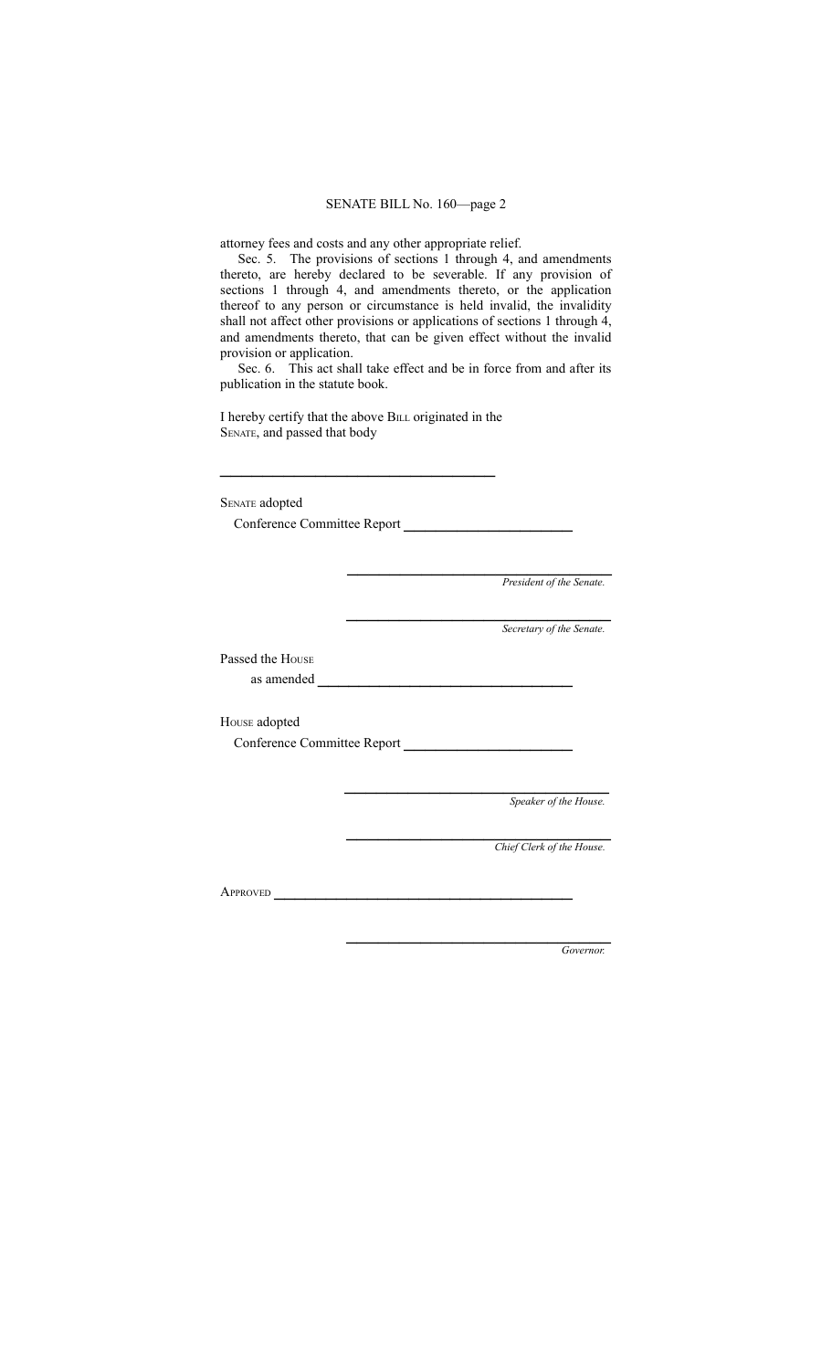attorney fees and costs and any other appropriate relief.

Sec. 5. The provisions of sections 1 through 4, and amendments thereto, are hereby declared to be severable. If any provision of sections 1 through 4, and amendments thereto, or the application thereof to any person or circumstance is held invalid, the invalidity shall not affect other provisions or applications of sections 1 through 4, and amendments thereto, that can be given effect without the invalid provision or application.

Sec. 6. This act shall take effect and be in force from and after its publication in the statute book.

I hereby certify that the above BILL originated in the SENATE, and passed that body

\_\_\_\_\_\_\_\_\_\_\_\_\_\_\_\_\_\_\_\_\_\_\_\_\_\_\_\_\_\_\_\_\_\_\_\_

SENATE adopted
Conference Committee Report \_\_\_\_\_\_\_\_\_\_\_\_\_\_\_\_\_\_\_\_\_\_

\_\_\_\_\_\_\_\_\_\_\_\_\_\_\_\_\_\_\_\_\_\_\_\_\_\_\_\_\_\_\_\_\_\_\_\_
*President of the Senate.*

\_\_\_\_\_\_\_\_\_\_\_\_\_\_\_\_\_\_\_\_\_\_\_\_\_\_\_\_\_\_\_\_\_\_\_\_
*Secretary of the Senate.*

Passed the HOUSE
as amended \_\_\_\_\_\_\_\_\_\_\_\_\_\_\_\_\_\_\_\_\_\_\_\_\_\_\_\_\_\_\_\_\_\_

HOUSE adopted
Conference Committee Report \_\_\_\_\_\_\_\_\_\_\_\_\_\_\_\_\_\_\_\_\_\_

\_\_\_\_\_\_\_\_\_\_\_\_\_\_\_\_\_\_\_\_\_\_\_\_\_\_\_\_\_\_\_\_\_\_\_\_
*Speaker of the House.*

\_\_\_\_\_\_\_\_\_\_\_\_\_\_\_\_\_\_\_\_\_\_\_\_\_\_\_\_\_\_\_\_\_\_\_\_
*Chief Clerk of the House.*

APPROVED \_\_\_\_\_\_\_\_\_\_\_\_\_\_\_\_\_\_\_\_\_\_\_\_\_\_\_\_\_\_\_\_\_\_\_\_\_\_\_

\_\_\_\_\_\_\_\_\_\_\_\_\_\_\_\_\_\_\_\_\_\_\_\_\_\_\_\_\_\_\_\_\_\_\_\_
*Governor.*